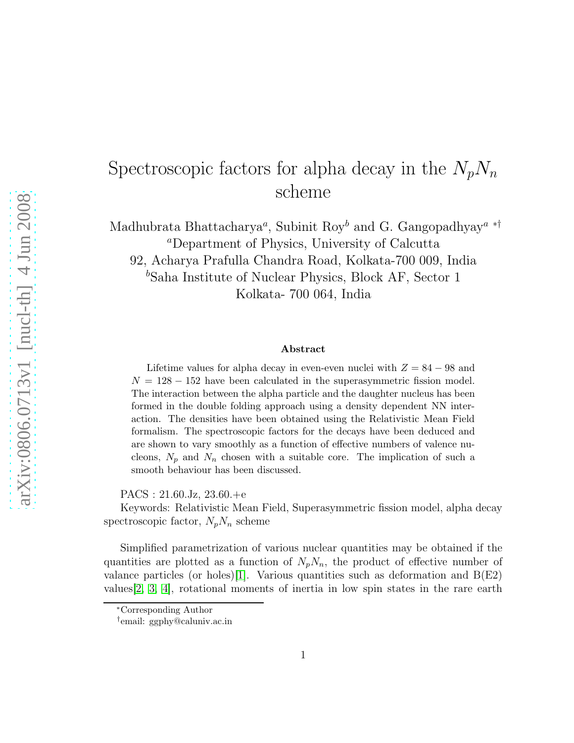# Spectroscopic factors for alpha decay in the $N_pN_n$ scheme

Madhubrata Bhattacharya[a], Subinit Roy[b] and G. Gangopadhyay[a *†]

[a]Department of Physics, University of Calcutta
92, Acharya Prafulla Chandra Road, Kolkata-700 009, India
[b]Saha Institute of Nuclear Physics, Block AF, Sector 1
Kolkata- 700 064, India

### Abstract

Lifetime values for alpha decay in even-even nuclei with $Z = 84 - 98$ and $N = 128 - 152$ have been calculated in the superasymmetric fission model. The interaction between the alpha particle and the daughter nucleus has been formed in the double folding approach using a density dependent NN interaction. The densities have been obtained using the Relativistic Mean Field formalism. The spectroscopic factors for the decays have been deduced and are shown to vary smoothly as a function of effective numbers of valence nucleons, $N_p$ and $N_n$ chosen with a suitable core. The implication of such a smooth behaviour has been discussed.

PACS : 21.60.Jz, 23.60.+e

Keywords: Relativistic Mean Field, Superasymmetric fission model, alpha decay spectroscopic factor, $N_pN_n$ scheme

Simplified parametrization of various nuclear quantities may be obtained if the quantities are plotted as a function of $N_pN_n$, the product of effective number of valance particles (or holes)[1]. Various quantities such as deformation and B(E2) values[2, 3, 4], rotational moments of inertia in low spin states in the rare earth

*Corresponding Author

†email: ggphy@caluniv.ac.in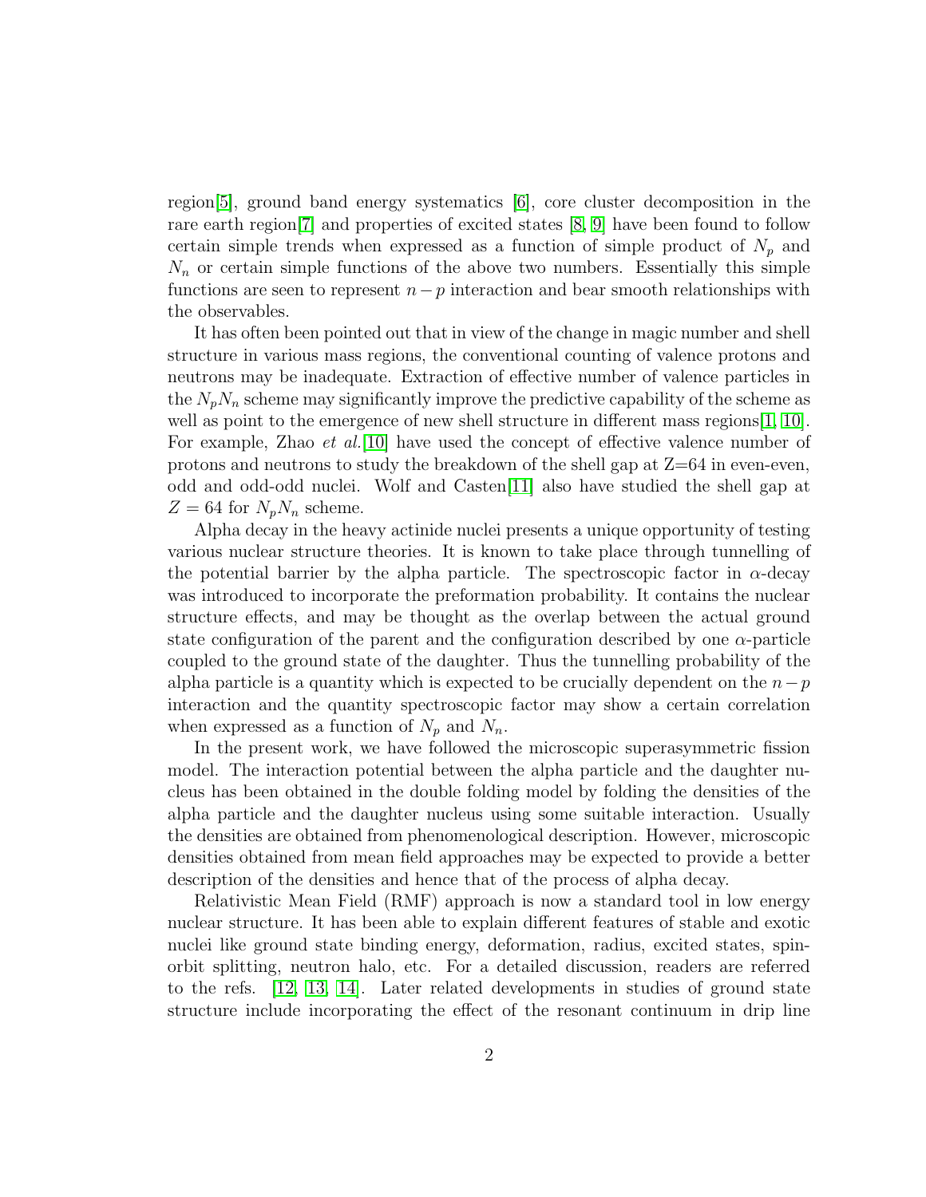region[5], ground band energy systematics [6], core cluster decomposition in the rare earth region[7] and properties of excited states [8, 9] have been found to follow certain simple trends when expressed as a function of simple product of $N_p$ and $N_n$ or certain simple functions of the above two numbers. Essentially this simple functions are seen to represent $n-p$ interaction and bear smooth relationships with the observables.

It has often been pointed out that in view of the change in magic number and shell structure in various mass regions, the conventional counting of valence protons and neutrons may be inadequate. Extraction of effective number of valence particles in the $N_pN_n$ scheme may significantly improve the predictive capability of the scheme as well as point to the emergence of new shell structure in different mass regions[1, 10]. For example, Zhao *et al.*[10] have used the concept of effective valence number of protons and neutrons to study the breakdown of the shell gap at Z=64 in even-even, odd and odd-odd nuclei. Wolf and Casten[11] also have studied the shell gap at $Z = 64$ for $N_pN_n$ scheme.

Alpha decay in the heavy actinide nuclei presents a unique opportunity of testing various nuclear structure theories. It is known to take place through tunnelling of the potential barrier by the alpha particle. The spectroscopic factor in $\alpha$-decay was introduced to incorporate the preformation probability. It contains the nuclear structure effects, and may be thought as the overlap between the actual ground state configuration of the parent and the configuration described by one $\alpha$-particle coupled to the ground state of the daughter. Thus the tunnelling probability of the alpha particle is a quantity which is expected to be crucially dependent on the $n-p$ interaction and the quantity spectroscopic factor may show a certain correlation when expressed as a function of $N_p$ and $N_n$.

In the present work, we have followed the microscopic superasymmetric fission model. The interaction potential between the alpha particle and the daughter nucleus has been obtained in the double folding model by folding the densities of the alpha particle and the daughter nucleus using some suitable interaction. Usually the densities are obtained from phenomenological description. However, microscopic densities obtained from mean field approaches may be expected to provide a better description of the densities and hence that of the process of alpha decay.

Relativistic Mean Field (RMF) approach is now a standard tool in low energy nuclear structure. It has been able to explain different features of stable and exotic nuclei like ground state binding energy, deformation, radius, excited states, spin-orbit splitting, neutron halo, etc. For a detailed discussion, readers are referred to the refs. [12, 13, 14]. Later related developments in studies of ground state structure include incorporating the effect of the resonant continuum in drip line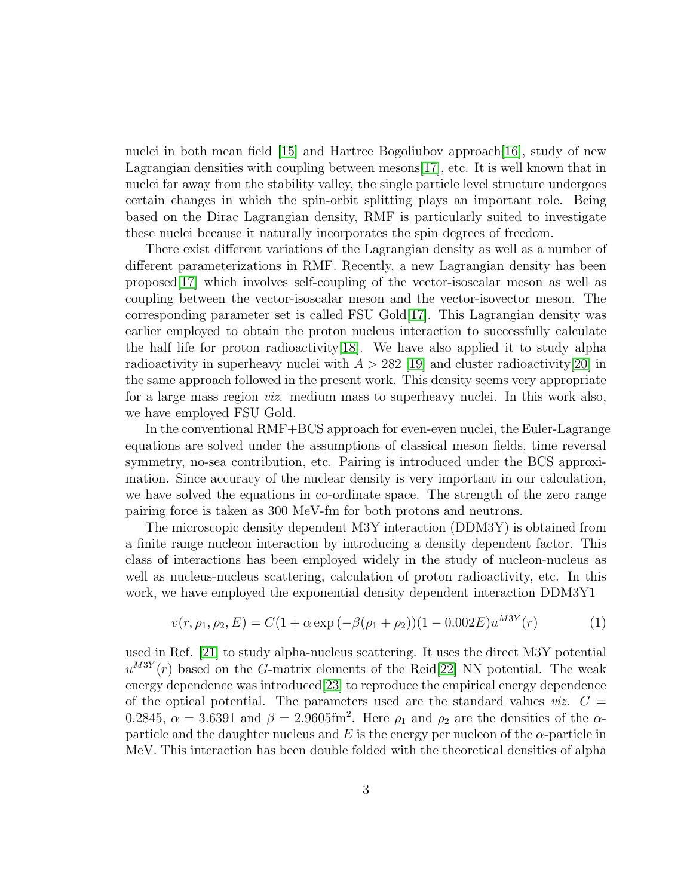nuclei in both mean field [15] and Hartree Bogoliubov approach[16], study of new Lagrangian densities with coupling between mesons[17], etc. It is well known that in nuclei far away from the stability valley, the single particle level structure undergoes certain changes in which the spin-orbit splitting plays an important role. Being based on the Dirac Lagrangian density, RMF is particularly suited to investigate these nuclei because it naturally incorporates the spin degrees of freedom.

There exist different variations of the Lagrangian density as well as a number of different parameterizations in RMF. Recently, a new Lagrangian density has been proposed[17] which involves self-coupling of the vector-isoscalar meson as well as coupling between the vector-isoscalar meson and the vector-isovector meson. The corresponding parameter set is called FSU Gold[17]. This Lagrangian density was earlier employed to obtain the proton nucleus interaction to successfully calculate the half life for proton radioactivity[18]. We have also applied it to study alpha radioactivity in superheavy nuclei with $A > 282$ [19] and cluster radioactivity[20] in the same approach followed in the present work. This density seems very appropriate for a large mass region *viz.* medium mass to superheavy nuclei. In this work also, we have employed FSU Gold.

In the conventional RMF+BCS approach for even-even nuclei, the Euler-Lagrange equations are solved under the assumptions of classical meson fields, time reversal symmetry, no-sea contribution, etc. Pairing is introduced under the BCS approximation. Since accuracy of the nuclear density is very important in our calculation, we have solved the equations in co-ordinate space. The strength of the zero range pairing force is taken as 300 MeV-fm for both protons and neutrons.

The microscopic density dependent M3Y interaction (DDM3Y) is obtained from a finite range nucleon interaction by introducing a density dependent factor. This class of interactions has been employed widely in the study of nucleon-nucleus as well as nucleus-nucleus scattering, calculation of proton radioactivity, etc. In this work, we have employed the exponential density dependent interaction DDM3Y1

$$v(r,\rho_1,\rho_2,E) = C(1+\alpha\exp(-\beta(\rho_1+\rho_2))(1-0.002E)u^{M3Y}(r) \tag{1}$$

used in Ref. [21] to study alpha-nucleus scattering. It uses the direct M3Y potential $u^{M3Y}(r)$ based on the $G$-matrix elements of the Reid[22] NN potential. The weak energy dependence was introduced[23] to reproduce the empirical energy dependence of the optical potential. The parameters used are the standard values *viz.* $C = 0.2845$, $\alpha = 3.6391$ and $\beta = 2.9605\text{fm}^2$. Here $\rho_1$ and $\rho_2$ are the densities of the $\alpha$-particle and the daughter nucleus and $E$ is the energy per nucleon of the $\alpha$-particle in MeV. This interaction has been double folded with the theoretical densities of alpha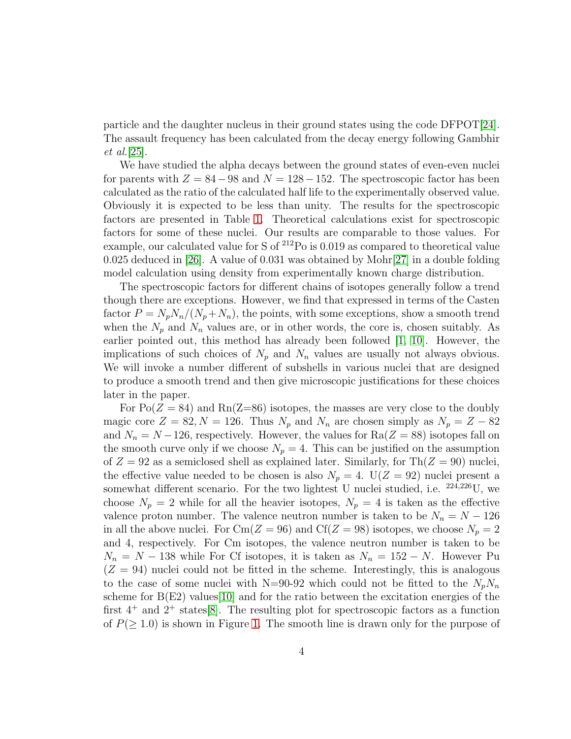particle and the daughter nucleus in their ground states using the code DFPOT[24]. The assault frequency has been calculated from the decay energy following Gambhir *et al.*[25].

We have studied the alpha decays between the ground states of even-even nuclei for parents with $Z = 84-98$ and $N = 128-152$. The spectroscopic factor has been calculated as the ratio of the calculated half life to the experimentally observed value. Obviously it is expected to be less than unity. The results for the spectroscopic factors are presented in Table 1. Theoretical calculations exist for spectroscopic factors for some of these nuclei. Our results are comparable to those values. For example, our calculated value for S of $^{212}$Po is 0.019 as compared to theoretical value 0.025 deduced in [26]. A value of 0.031 was obtained by Mohr[27] in a double folding model calculation using density from experimentally known charge distribution.

The spectroscopic factors for different chains of isotopes generally follow a trend though there are exceptions. However, we find that expressed in terms of the Casten factor $P = N_pN_n/(N_p+N_n)$, the points, with some exceptions, show a smooth trend when the $N_p$ and $N_n$ values are, or in other words, the core is, chosen suitably. As earlier pointed out, this method has already been followed [1, 10]. However, the implications of such choices of $N_p$ and $N_n$ values are usually not always obvious. We will invoke a number different of subshells in various nuclei that are designed to produce a smooth trend and then give microscopic justifications for these choices later in the paper.

For Po($Z = 84$) and Rn(Z=86) isotopes, the masses are very close to the doubly magic core $Z = 82, N = 126$. Thus $N_p$ and $N_n$ are chosen simply as $N_p = Z - 82$ and $N_n = N - 126$, respectively. However, the values for Ra($Z = 88$) isotopes fall on the smooth curve only if we choose $N_p = 4$. This can be justified on the assumption of $Z = 92$ as a semiclosed shell as explained later. Similarly, for Th($Z = 90$) nuclei, the effective value needed to be chosen is also $N_p = 4$. U($Z = 92$) nuclei present a somewhat different scenario. For the two lightest U nuclei studied, i.e. $^{224,226}$U, we choose $N_p = 2$ while for all the heavier isotopes, $N_p = 4$ is taken as the effective valence proton number. The valence neutron number is taken to be $N_n = N - 126$ in all the above nuclei. For Cm($Z = 96$) and Cf($Z = 98$) isotopes, we choose $N_p = 2$ and 4, respectively. For Cm isotopes, the valence neutron number is taken to be $N_n = N - 138$ while For Cf isotopes, it is taken as $N_n = 152 - N$. However Pu ($Z = 94$) nuclei could not be fitted in the scheme. Interestingly, this is analogous to the case of some nuclei with N=90-92 which could not be fitted to the $N_pN_n$ scheme for B(E2) values[10] and for the ratio between the excitation energies of the first $4^+$ and $2^+$ states[8]. The resulting plot for spectroscopic factors as a function of $P(\geq 1.0)$ is shown in Figure 1. The smooth line is drawn only for the purpose of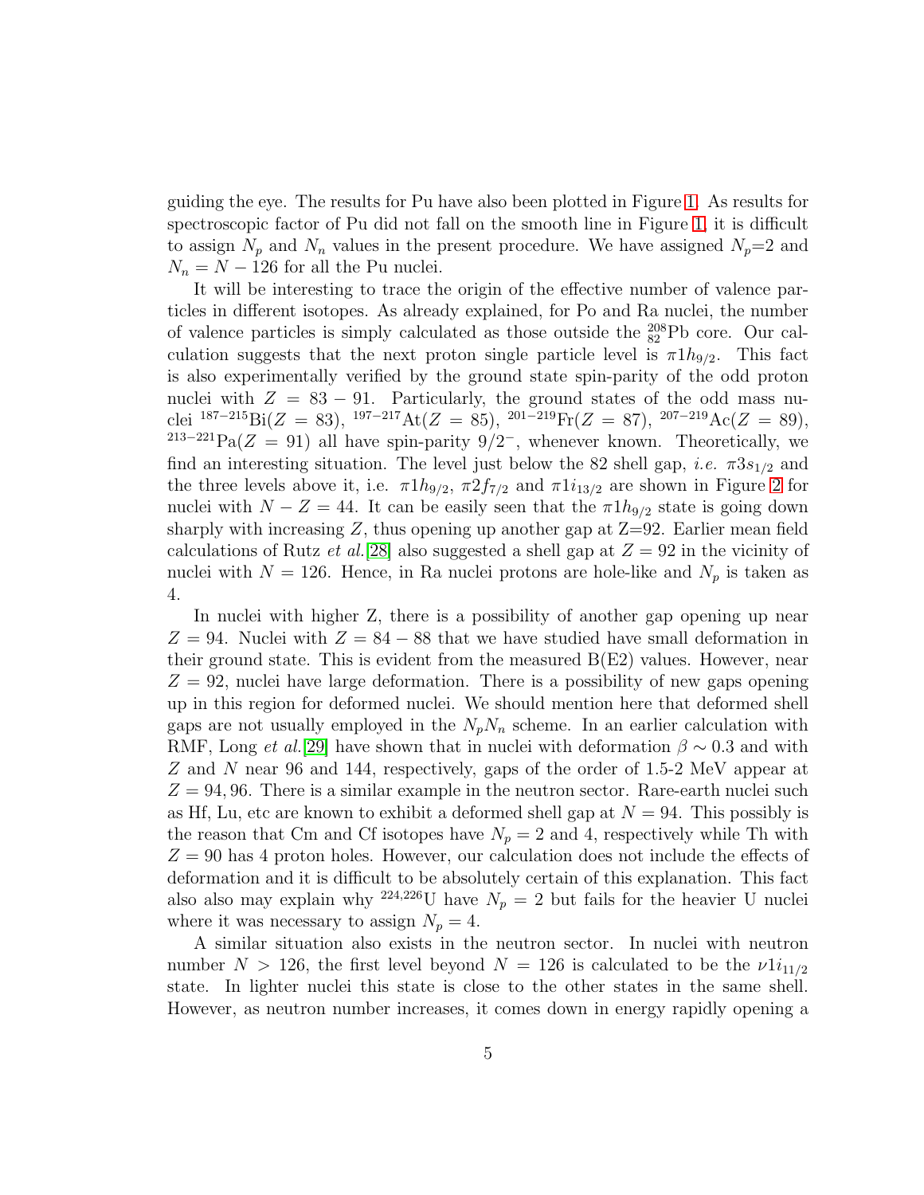guiding the eye. The results for Pu have also been plotted in Figure 1. As results for spectroscopic factor of Pu did not fall on the smooth line in Figure 1, it is difficult to assign $N_p$ and $N_n$ values in the present procedure. We have assigned $N_p$=2 and $N_n = N - 126$ for all the Pu nuclei.

It will be interesting to trace the origin of the effective number of valence particles in different isotopes. As already explained, for Po and Ra nuclei, the number of valence particles is simply calculated as those outside the $^{208}_{82}$Pb core. Our calculation suggests that the next proton single particle level is $\pi 1h_{9/2}$. This fact is also experimentally verified by the ground state spin-parity of the odd proton nuclei with $Z = 83 - 91$. Particularly, the ground states of the odd mass nuclei $^{187-215}$Bi($Z = 83$), $^{197-217}$At($Z = 85$), $^{201-219}$Fr($Z = 87$), $^{207-219}$Ac($Z = 89$), $^{213-221}$Pa($Z = 91$) all have spin-parity $9/2^-$, whenever known. Theoretically, we find an interesting situation. The level just below the 82 shell gap, *i.e.* $\pi 3s_{1/2}$ and the three levels above it, i.e. $\pi 1h_{9/2}$, $\pi 2f_{7/2}$ and $\pi 1i_{13/2}$ are shown in Figure 2 for nuclei with $N - Z = 44$. It can be easily seen that the $\pi 1h_{9/2}$ state is going down sharply with increasing $Z$, thus opening up another gap at Z=92. Earlier mean field calculations of Rutz *et al.*[28] also suggested a shell gap at $Z = 92$ in the vicinity of nuclei with $N = 126$. Hence, in Ra nuclei protons are hole-like and $N_p$ is taken as 4.

In nuclei with higher Z, there is a possibility of another gap opening up near $Z = 94$. Nuclei with $Z = 84 - 88$ that we have studied have small deformation in their ground state. This is evident from the measured B(E2) values. However, near $Z = 92$, nuclei have large deformation. There is a possibility of new gaps opening up in this region for deformed nuclei. We should mention here that deformed shell gaps are not usually employed in the $N_pN_n$ scheme. In an earlier calculation with RMF, Long *et al.*[29] have shown that in nuclei with deformation $\beta \sim 0.3$ and with $Z$ and $N$ near 96 and 144, respectively, gaps of the order of 1.5-2 MeV appear at $Z = 94, 96$. There is a similar example in the neutron sector. Rare-earth nuclei such as Hf, Lu, etc are known to exhibit a deformed shell gap at $N = 94$. This possibly is the reason that Cm and Cf isotopes have $N_p = 2$ and 4, respectively while Th with $Z = 90$ has 4 proton holes. However, our calculation does not include the effects of deformation and it is difficult to be absolutely certain of this explanation. This fact also also may explain why $^{224,226}$U have $N_p = 2$ but fails for the heavier U nuclei where it was necessary to assign $N_p = 4$.

A similar situation also exists in the neutron sector. In nuclei with neutron number $N > 126$, the first level beyond $N = 126$ is calculated to be the $\nu 1i_{11/2}$ state. In lighter nuclei this state is close to the other states in the same shell. However, as neutron number increases, it comes down in energy rapidly opening a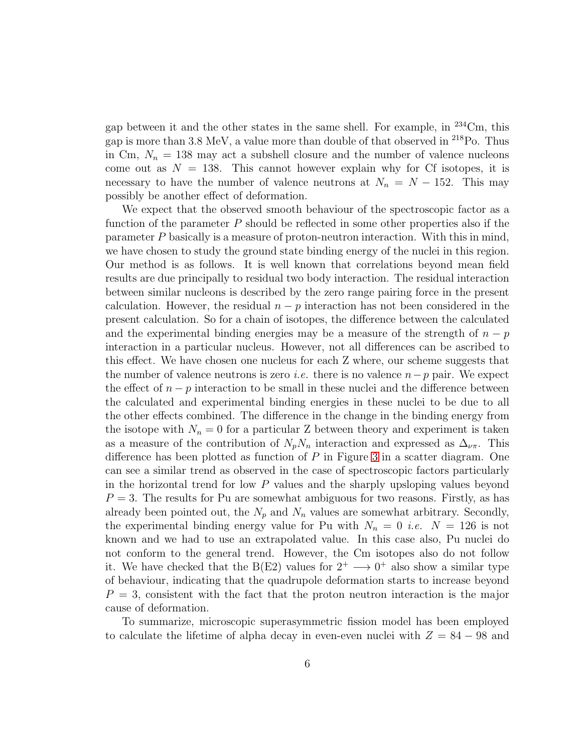gap between it and the other states in the same shell. For example, in $^{234}$Cm, this gap is more than 3.8 MeV, a value more than double of that observed in $^{218}$Po. Thus in Cm, $N_n = 138$ may act a subshell closure and the number of valence nucleons come out as $N = 138$. This cannot however explain why for Cf isotopes, it is necessary to have the number of valence neutrons at $N_n = N - 152$. This may possibly be another effect of deformation.

We expect that the observed smooth behaviour of the spectroscopic factor as a function of the parameter $P$ should be reflected in some other properties also if the parameter $P$ basically is a measure of proton-neutron interaction. With this in mind, we have chosen to study the ground state binding energy of the nuclei in this region. Our method is as follows. It is well known that correlations beyond mean field results are due principally to residual two body interaction. The residual interaction between similar nucleons is described by the zero range pairing force in the present calculation. However, the residual $n-p$ interaction has not been considered in the present calculation. So for a chain of isotopes, the difference between the calculated and the experimental binding energies may be a measure of the strength of $n-p$ interaction in a particular nucleus. However, not all differences can be ascribed to this effect. We have chosen one nucleus for each Z where, our scheme suggests that the number of valence neutrons is zero *i.e.* there is no valence $n-p$ pair. We expect the effect of $n-p$ interaction to be small in these nuclei and the difference between the calculated and experimental binding energies in these nuclei to be due to all the other effects combined. The difference in the change in the binding energy from the isotope with $N_n = 0$ for a particular Z between theory and experiment is taken as a measure of the contribution of $N_pN_n$ interaction and expressed as $\Delta_{\nu\pi}$. This difference has been plotted as function of $P$ in Figure 3 in a scatter diagram. One can see a similar trend as observed in the case of spectroscopic factors particularly in the horizontal trend for low $P$ values and the sharply upsloping values beyond $P = 3$. The results for Pu are somewhat ambiguous for two reasons. Firstly, as has already been pointed out, the $N_p$ and $N_n$ values are somewhat arbitrary. Secondly, the experimental binding energy value for Pu with $N_n = 0$ *i.e.* $N = 126$ is not known and we had to use an extrapolated value. In this case also, Pu nuclei do not conform to the general trend. However, the Cm isotopes also do not follow it. We have checked that the B(E2) values for $2^+ \longrightarrow 0^+$ also show a similar type of behaviour, indicating that the quadrupole deformation starts to increase beyond $P = 3$, consistent with the fact that the proton neutron interaction is the major cause of deformation.

To summarize, microscopic superasymmetric fission model has been employed to calculate the lifetime of alpha decay in even-even nuclei with $Z = 84 - 98$ and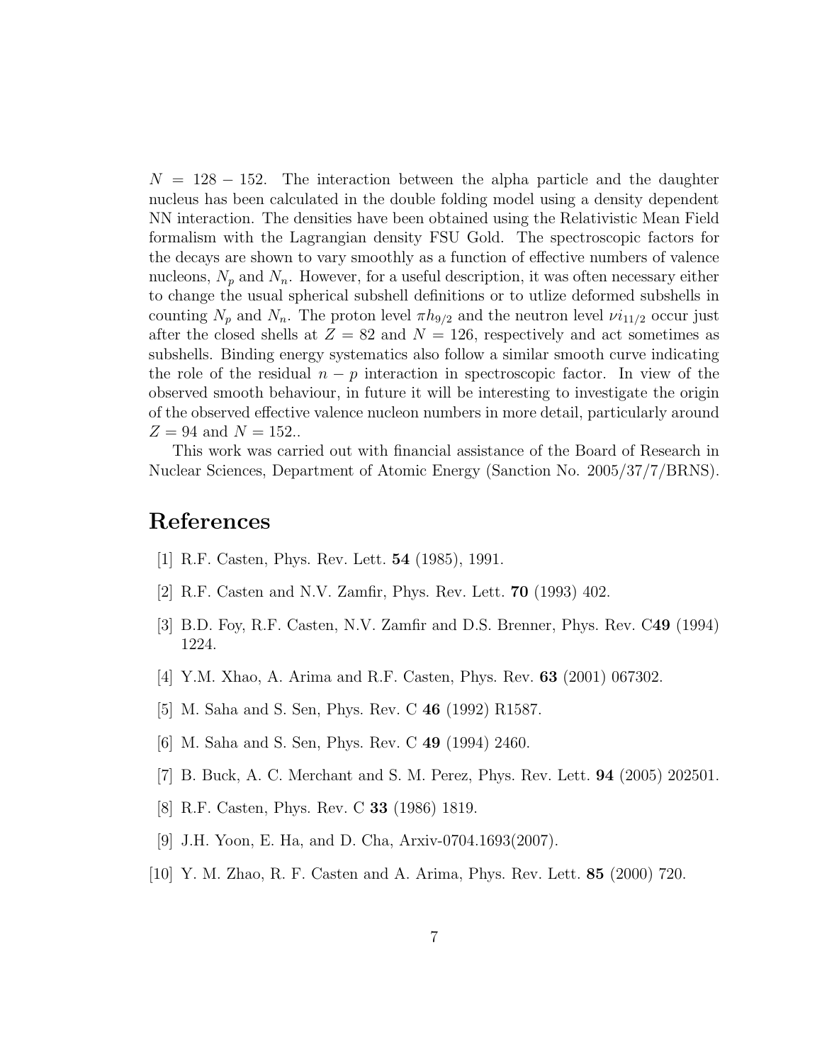$N = 128 - 152$. The interaction between the alpha particle and the daughter nucleus has been calculated in the double folding model using a density dependent NN interaction. The densities have been obtained using the Relativistic Mean Field formalism with the Lagrangian density FSU Gold. The spectroscopic factors for the decays are shown to vary smoothly as a function of effective numbers of valence nucleons, $N_p$ and $N_n$. However, for a useful description, it was often necessary either to change the usual spherical subshell definitions or to utlize deformed subshells in counting $N_p$ and $N_n$. The proton level $\pi h_{9/2}$ and the neutron level $\nu i_{11/2}$ occur just after the closed shells at $Z = 82$ and $N = 126$, respectively and act sometimes as subshells. Binding energy systematics also follow a similar smooth curve indicating the role of the residual $n - p$ interaction in spectroscopic factor. In view of the observed smooth behaviour, in future it will be interesting to investigate the origin of the observed effective valence nucleon numbers in more detail, particularly around $Z = 94$ and $N = 152$..

This work was carried out with financial assistance of the Board of Research in Nuclear Sciences, Department of Atomic Energy (Sanction No. 2005/37/7/BRNS).

# References

[1] R.F. Casten, Phys. Rev. Lett. **54** (1985), 1991.

[2] R.F. Casten and N.V. Zamfir, Phys. Rev. Lett. **70** (1993) 402.

[3] B.D. Foy, R.F. Casten, N.V. Zamfir and D.S. Brenner, Phys. Rev. C**49** (1994) 1224.

[4] Y.M. Xhao, A. Arima and R.F. Casten, Phys. Rev. **63** (2001) 067302.

[5] M. Saha and S. Sen, Phys. Rev. C **46** (1992) R1587.

[6] M. Saha and S. Sen, Phys. Rev. C **49** (1994) 2460.

[7] B. Buck, A. C. Merchant and S. M. Perez, Phys. Rev. Lett. **94** (2005) 202501.

[8] R.F. Casten, Phys. Rev. C **33** (1986) 1819.

[9] J.H. Yoon, E. Ha, and D. Cha, Arxiv-0704.1693(2007).

[10] Y. M. Zhao, R. F. Casten and A. Arima, Phys. Rev. Lett. **85** (2000) 720.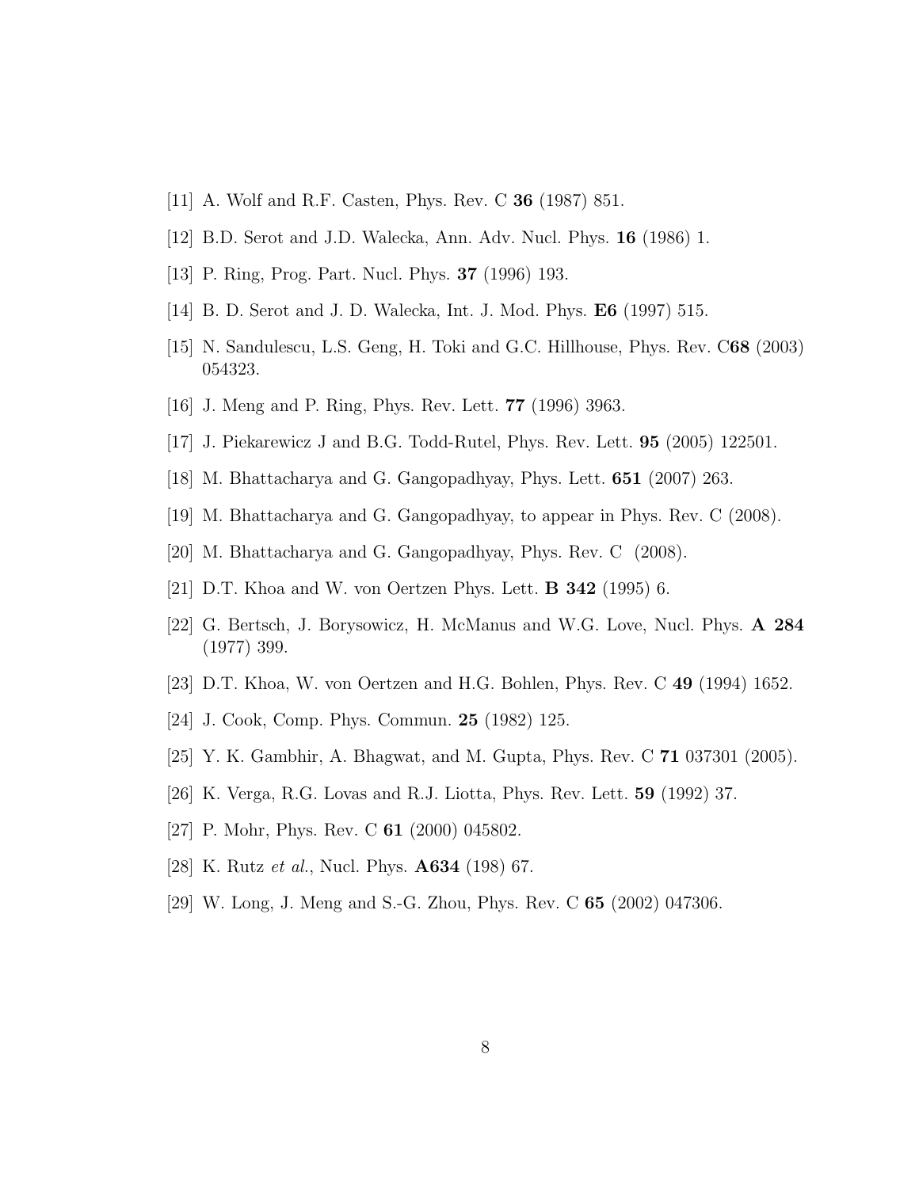[11] A. Wolf and R.F. Casten, Phys. Rev. C **36** (1987) 851.

[12] B.D. Serot and J.D. Walecka, Ann. Adv. Nucl. Phys. **16** (1986) 1.

[13] P. Ring, Prog. Part. Nucl. Phys. **37** (1996) 193.

[14] B. D. Serot and J. D. Walecka, Int. J. Mod. Phys. **E6** (1997) 515.

[15] N. Sandulescu, L.S. Geng, H. Toki and G.C. Hillhouse, Phys. Rev. C**68** (2003) 054323.

[16] J. Meng and P. Ring, Phys. Rev. Lett. **77** (1996) 3963.

[17] J. Piekarewicz J and B.G. Todd-Rutel, Phys. Rev. Lett. **95** (2005) 122501.

[18] M. Bhattacharya and G. Gangopadhyay, Phys. Lett. **651** (2007) 263.

[19] M. Bhattacharya and G. Gangopadhyay, to appear in Phys. Rev. C (2008).

[20] M. Bhattacharya and G. Gangopadhyay, Phys. Rev. C (2008).

[21] D.T. Khoa and W. von Oertzen Phys. Lett. **B 342** (1995) 6.

[22] G. Bertsch, J. Borysowicz, H. McManus and W.G. Love, Nucl. Phys. **A 284** (1977) 399.

[23] D.T. Khoa, W. von Oertzen and H.G. Bohlen, Phys. Rev. C **49** (1994) 1652.

[24] J. Cook, Comp. Phys. Commun. **25** (1982) 125.

[25] Y. K. Gambhir, A. Bhagwat, and M. Gupta, Phys. Rev. C **71** 037301 (2005).

[26] K. Verga, R.G. Lovas and R.J. Liotta, Phys. Rev. Lett. **59** (1992) 37.

[27] P. Mohr, Phys. Rev. C **61** (2000) 045802.

[28] K. Rutz *et al.*, Nucl. Phys. **A634** (198) 67.

[29] W. Long, J. Meng and S.-G. Zhou, Phys. Rev. C **65** (2002) 047306.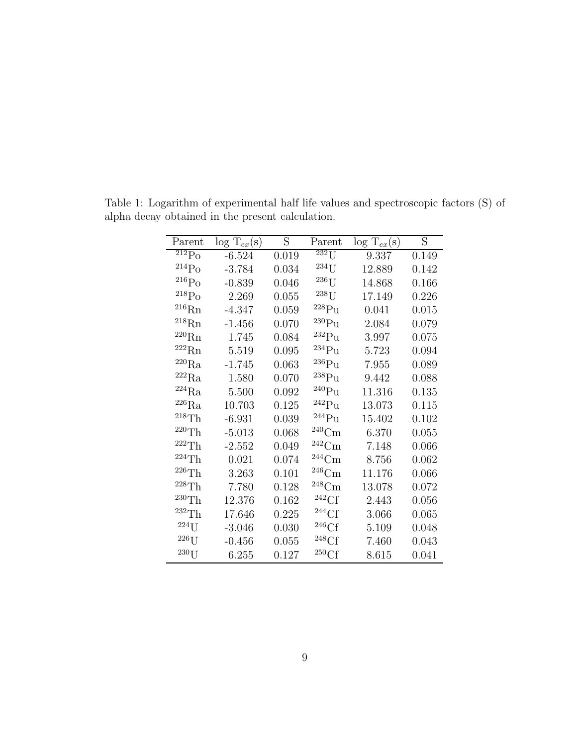Table 1: Logarithm of experimental half life values and spectroscopic factors (S) of alpha decay obtained in the present calculation.

| Parent | log $T_{ex}$(s) | S | Parent | log $T_{ex}$(s) | S |
|---|---|---|---|---|---|
| $^{212}$Po | -6.524 | 0.019 | $^{232}$U | 9.337 | 0.149 |
| $^{214}$Po | -3.784 | 0.034 | $^{234}$U | 12.889 | 0.142 |
| $^{216}$Po | -0.839 | 0.046 | $^{236}$U | 14.868 | 0.166 |
| $^{218}$Po | 2.269 | 0.055 | $^{238}$U | 17.149 | 0.226 |
| $^{216}$Rn | -4.347 | 0.059 | $^{228}$Pu | 0.041 | 0.015 |
| $^{218}$Rn | -1.456 | 0.070 | $^{230}$Pu | 2.084 | 0.079 |
| $^{220}$Rn | 1.745 | 0.084 | $^{232}$Pu | 3.997 | 0.075 |
| $^{222}$Rn | 5.519 | 0.095 | $^{234}$Pu | 5.723 | 0.094 |
| $^{220}$Ra | -1.745 | 0.063 | $^{236}$Pu | 7.955 | 0.089 |
| $^{222}$Ra | 1.580 | 0.070 | $^{238}$Pu | 9.442 | 0.088 |
| $^{224}$Ra | 5.500 | 0.092 | $^{240}$Pu | 11.316 | 0.135 |
| $^{226}$Ra | 10.703 | 0.125 | $^{242}$Pu | 13.073 | 0.115 |
| $^{218}$Th | -6.931 | 0.039 | $^{244}$Pu | 15.402 | 0.102 |
| $^{220}$Th | -5.013 | 0.068 | $^{240}$Cm | 6.370 | 0.055 |
| $^{222}$Th | -2.552 | 0.049 | $^{242}$Cm | 7.148 | 0.066 |
| $^{224}$Th | 0.021 | 0.074 | $^{244}$Cm | 8.756 | 0.062 |
| $^{226}$Th | 3.263 | 0.101 | $^{246}$Cm | 11.176 | 0.066 |
| $^{228}$Th | 7.780 | 0.128 | $^{248}$Cm | 13.078 | 0.072 |
| $^{230}$Th | 12.376 | 0.162 | $^{242}$Cf | 2.443 | 0.056 |
| $^{232}$Th | 17.646 | 0.225 | $^{244}$Cf | 3.066 | 0.065 |
| $^{224}$U | -3.046 | 0.030 | $^{246}$Cf | 5.109 | 0.048 |
| $^{226}$U | -0.456 | 0.055 | $^{248}$Cf | 7.460 | 0.043 |
| $^{230}$U | 6.255 | 0.127 | $^{250}$Cf | 8.615 | 0.041 |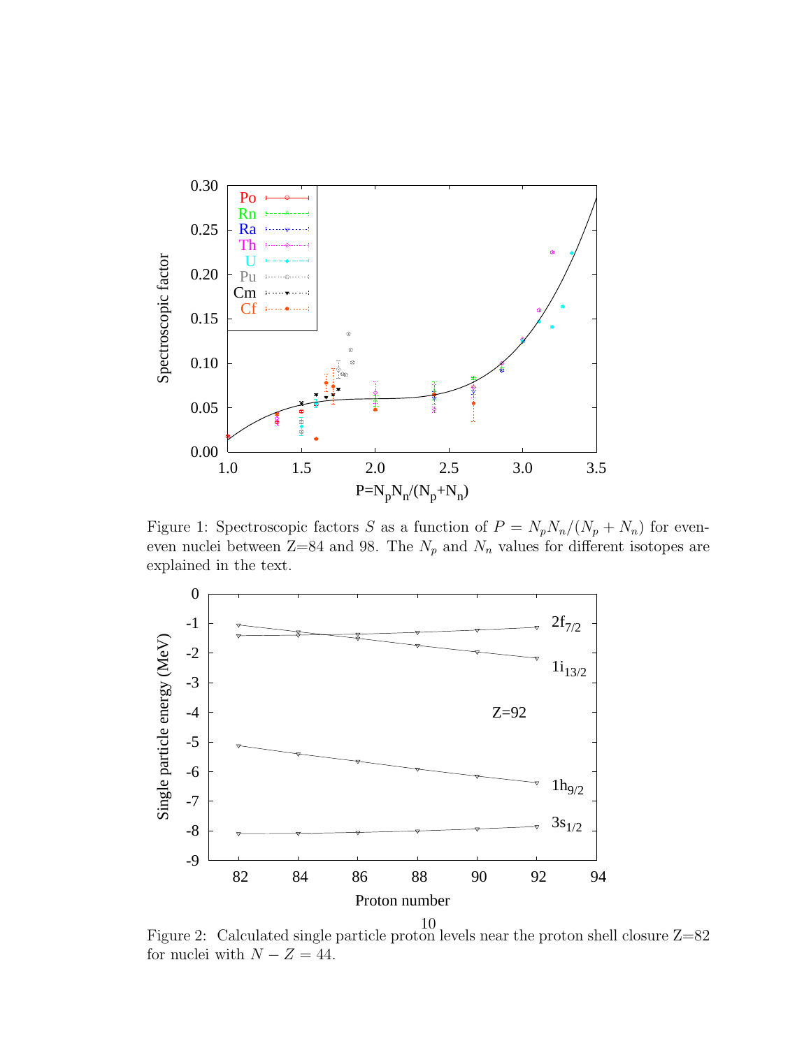Figure 1: Spectroscopic factors $S$ as a function of $P = N_p N_n/(N_p + N_n)$ for even-even nuclei between Z=84 and 98. The $N_p$ and $N_n$ values for different isotopes are explained in the text.

Figure 2: Calculated single particle proton levels near the proton shell closure Z=82 for nuclei with $N - Z = 44$.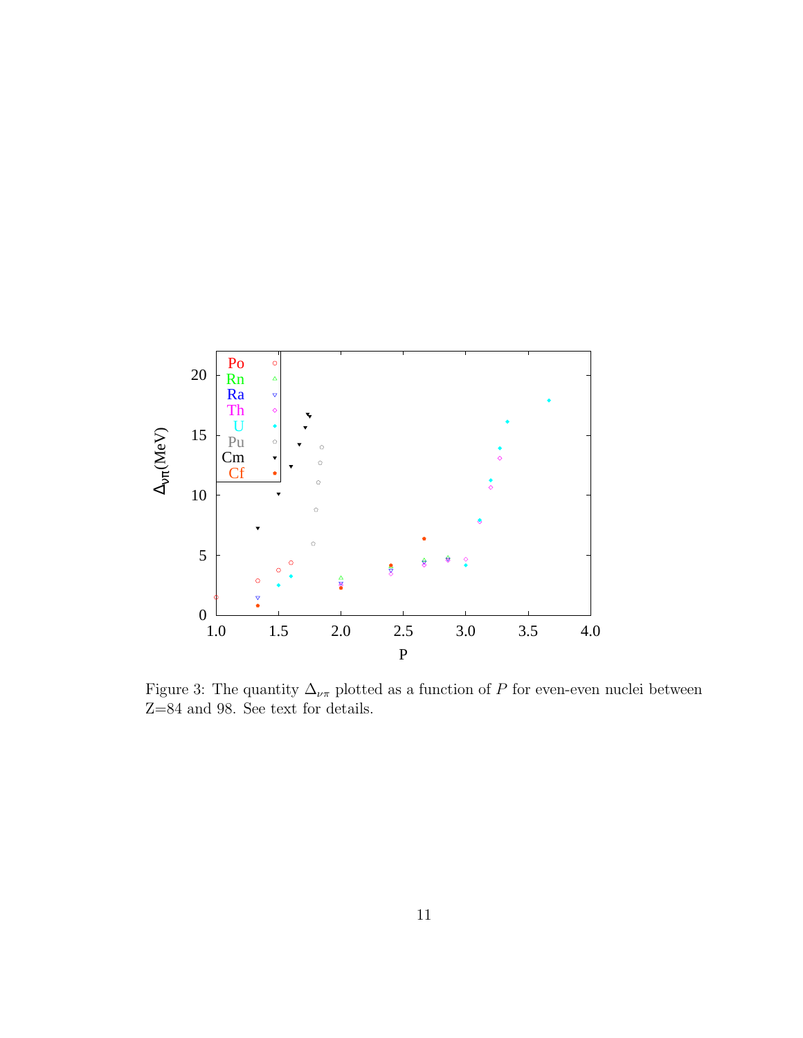Po
Rn
Ra
Th
U
Pu
Cm
Cf

$\Delta_{\nu\pi}$(MeV)

20
15
10
5
0

1.0
1.5
2.0
2.5
3.0
3.5
4.0

P

Figure 3: The quantity $\Delta_{\nu\pi}$ plotted as a function of $P$ for even-even nuclei between Z=84 and 98. See text for details.